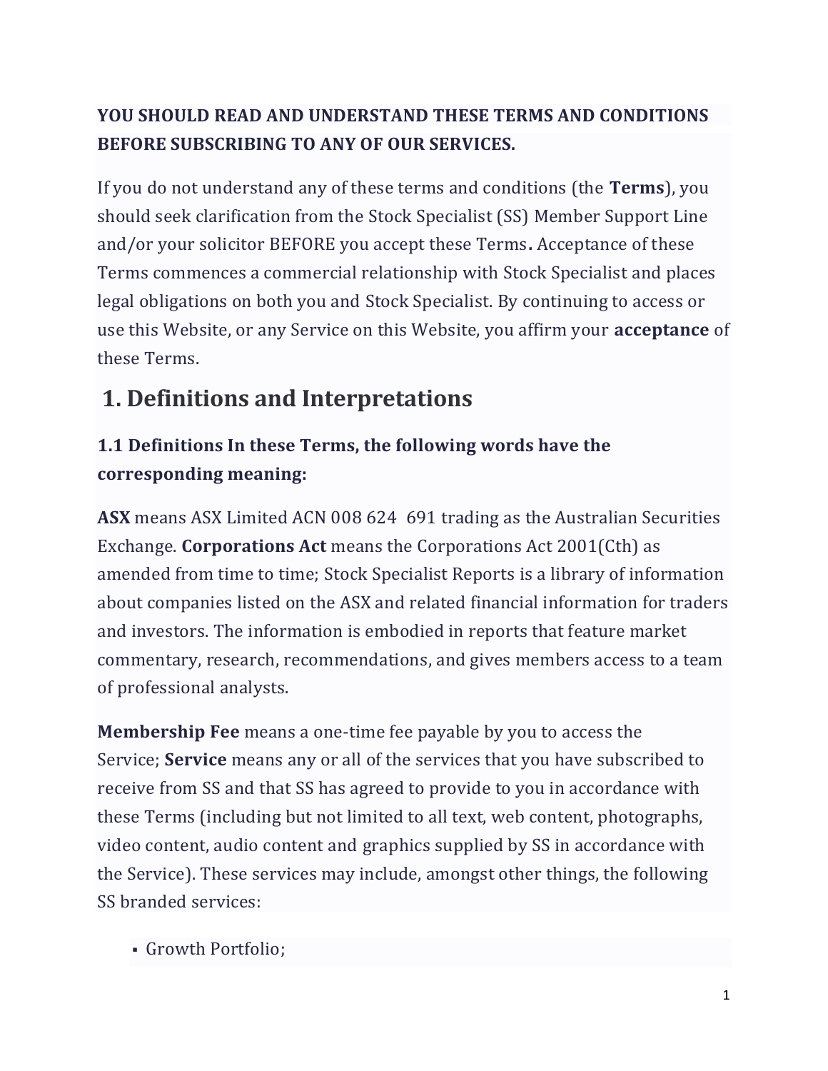**YOU SHOULD READ AND UNDERSTAND THESE TERMS AND CONDITIONS BEFORE SUBSCRIBING TO ANY OF OUR SERVICES.**

If you do not understand any of these terms and conditions (the **Terms**), you should seek clarification from the Stock Specialist (SS) Member Support Line and/or your solicitor BEFORE you accept these Terms**.** Acceptance of these Terms commences a commercial relationship with Stock Specialist and places legal obligations on both you and Stock Specialist. By continuing to access or use this Website, or any Service on this Website, you affirm your **acceptance** of these Terms.

# 1. Definitions and Interpretations

### 1.1 Definitions In these Terms, the following words have the corresponding meaning:

**ASX** means ASX Limited ACN 008 624 691 trading as the Australian Securities Exchange. **Corporations Act** means the Corporations Act 2001(Cth) as amended from time to time; Stock Specialist Reports is a library of information about companies listed on the ASX and related financial information for traders and investors. The information is embodied in reports that feature market commentary, research, recommendations, and gives members access to a team of professional analysts.

**Membership Fee** means a one-time fee payable by you to access the Service; **Service** means any or all of the services that you have subscribed to receive from SS and that SS has agreed to provide to you in accordance with these Terms (including but not limited to all text, web content, photographs, video content, audio content and graphics supplied by SS in accordance with the Service). These services may include, amongst other things, the following SS branded services:

- Growth Portfolio;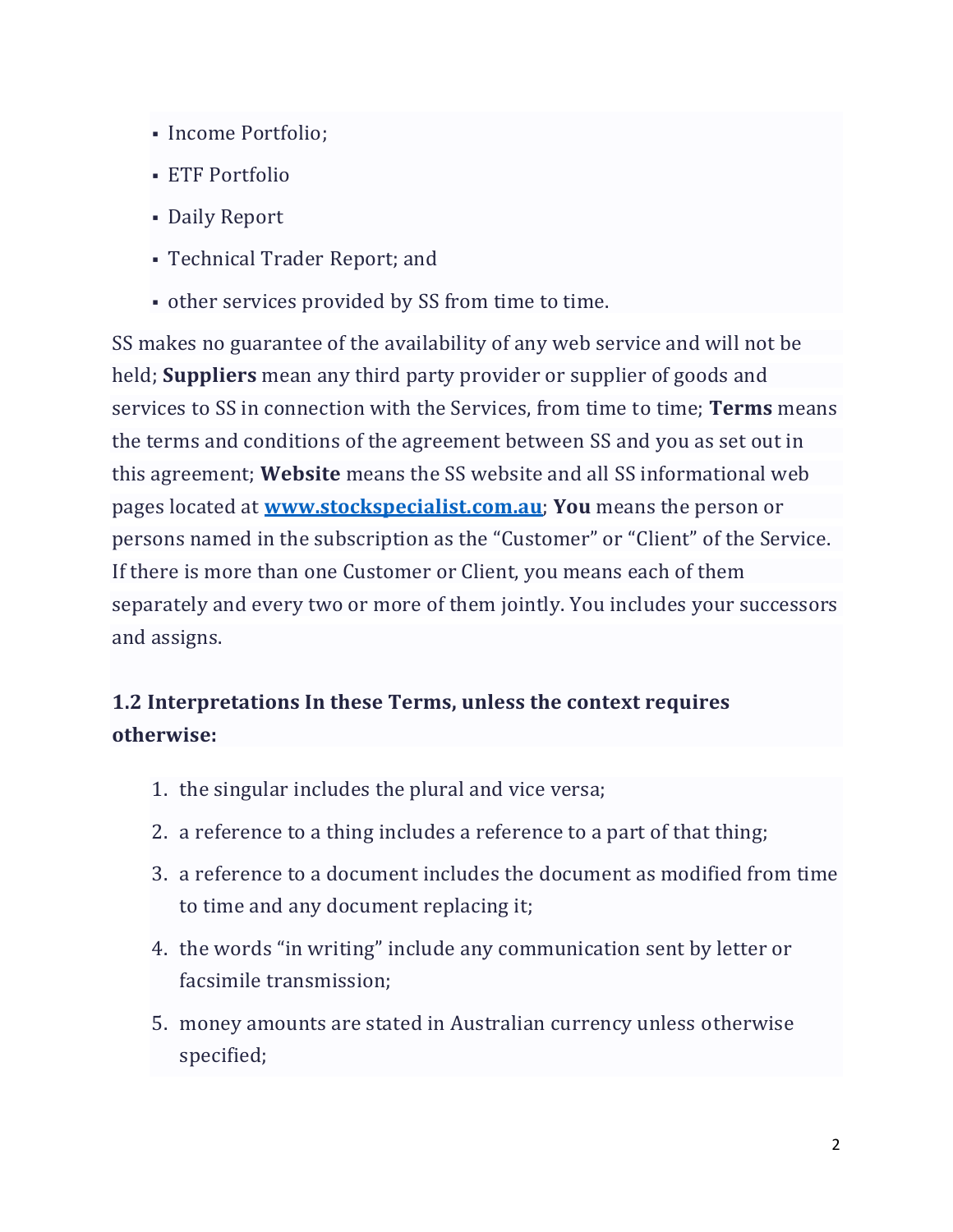- Income Portfolio;
- ETF Portfolio
- Daily Report
- Technical Trader Report; and
- other services provided by SS from time to time.

SS makes no guarantee of the availability of any web service and will not be held; **Suppliers** mean any third party provider or supplier of goods and services to SS in connection with the Services, from time to time; **Terms** means the terms and conditions of the agreement between SS and you as set out in this agreement; **Website** means the SS website and all SS informational web pages located at **[www.stockspecialist.com.au](http://www.stockspecialist.com.au)**; **You** means the person or persons named in the subscription as the "Customer" or "Client" of the Service. If there is more than one Customer or Client, you means each of them separately and every two or more of them jointly. You includes your successors and assigns.

### 1.2 Interpretations In these Terms, unless the context requires otherwise:

1. the singular includes the plural and vice versa;
2. a reference to a thing includes a reference to a part of that thing;
3. a reference to a document includes the document as modified from time to time and any document replacing it;
4. the words "in writing" include any communication sent by letter or facsimile transmission;
5. money amounts are stated in Australian currency unless otherwise specified;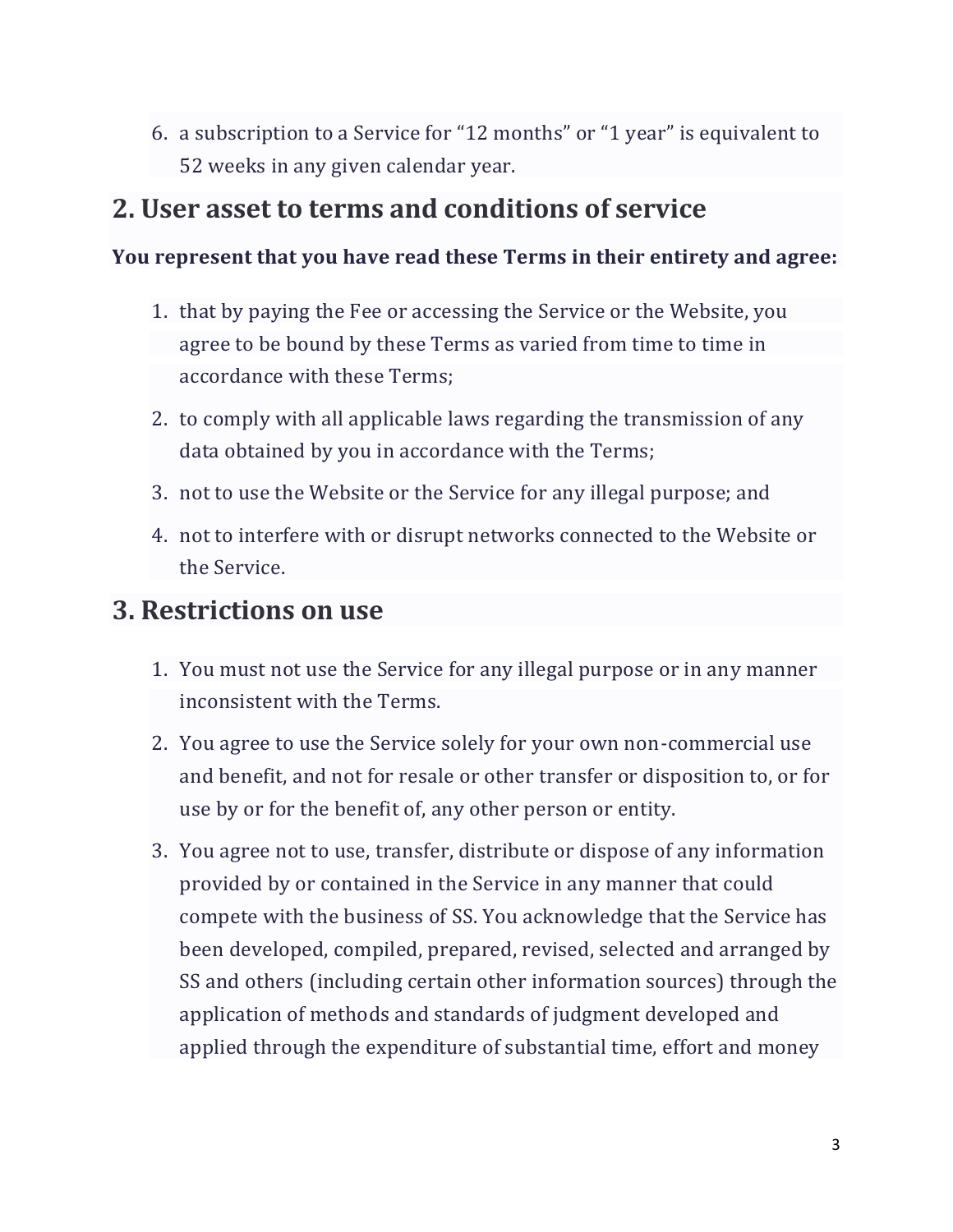6. a subscription to a Service for "12 months" or "1 year" is equivalent to 52 weeks in any given calendar year.

## 2. User asset to terms and conditions of service

**You represent that you have read these Terms in their entirety and agree:**

1. that by paying the Fee or accessing the Service or the Website, you agree to be bound by these Terms as varied from time to time in accordance with these Terms;
2. to comply with all applicable laws regarding the transmission of any data obtained by you in accordance with the Terms;
3. not to use the Website or the Service for any illegal purpose; and
4. not to interfere with or disrupt networks connected to the Website or the Service.

## 3. Restrictions on use

1. You must not use the Service for any illegal purpose or in any manner inconsistent with the Terms.
2. You agree to use the Service solely for your own non-commercial use and benefit, and not for resale or other transfer or disposition to, or for use by or for the benefit of, any other person or entity.
3. You agree not to use, transfer, distribute or dispose of any information provided by or contained in the Service in any manner that could compete with the business of SS. You acknowledge that the Service has been developed, compiled, prepared, revised, selected and arranged by SS and others (including certain other information sources) through the application of methods and standards of judgment developed and applied through the expenditure of substantial time, effort and money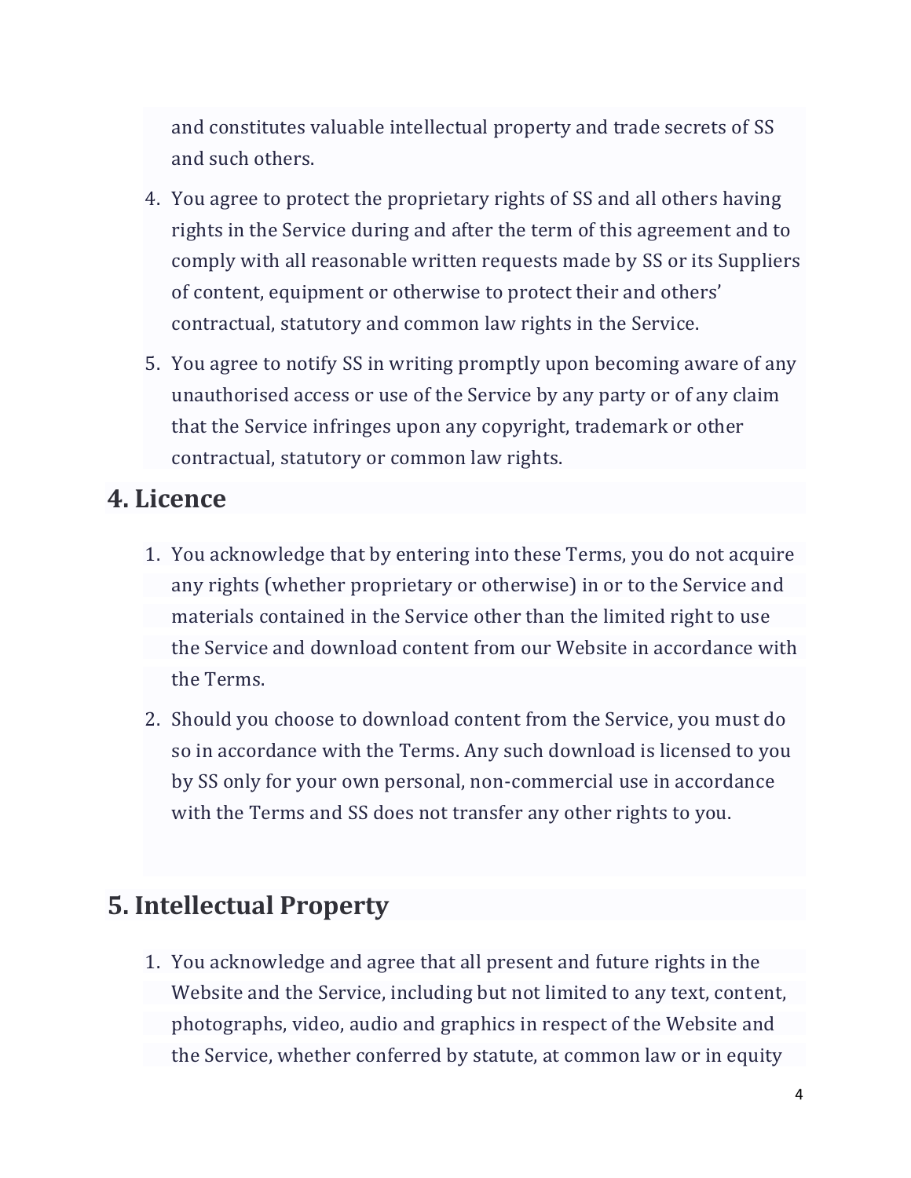and constitutes valuable intellectual property and trade secrets of SS and such others.

4. You agree to protect the proprietary rights of SS and all others having rights in the Service during and after the term of this agreement and to comply with all reasonable written requests made by SS or its Suppliers of content, equipment or otherwise to protect their and others' contractual, statutory and common law rights in the Service.
5. You agree to notify SS in writing promptly upon becoming aware of any unauthorised access or use of the Service by any party or of any claim that the Service infringes upon any copyright, trademark or other contractual, statutory or common law rights.

## 4. Licence

1. You acknowledge that by entering into these Terms, you do not acquire any rights (whether proprietary or otherwise) in or to the Service and materials contained in the Service other than the limited right to use the Service and download content from our Website in accordance with the Terms.
2. Should you choose to download content from the Service, you must do so in accordance with the Terms. Any such download is licensed to you by SS only for your own personal, non-commercial use in accordance with the Terms and SS does not transfer any other rights to you.

## 5. Intellectual Property

1. You acknowledge and agree that all present and future rights in the Website and the Service, including but not limited to any text, content, photographs, video, audio and graphics in respect of the Website and the Service, whether conferred by statute, at common law or in equity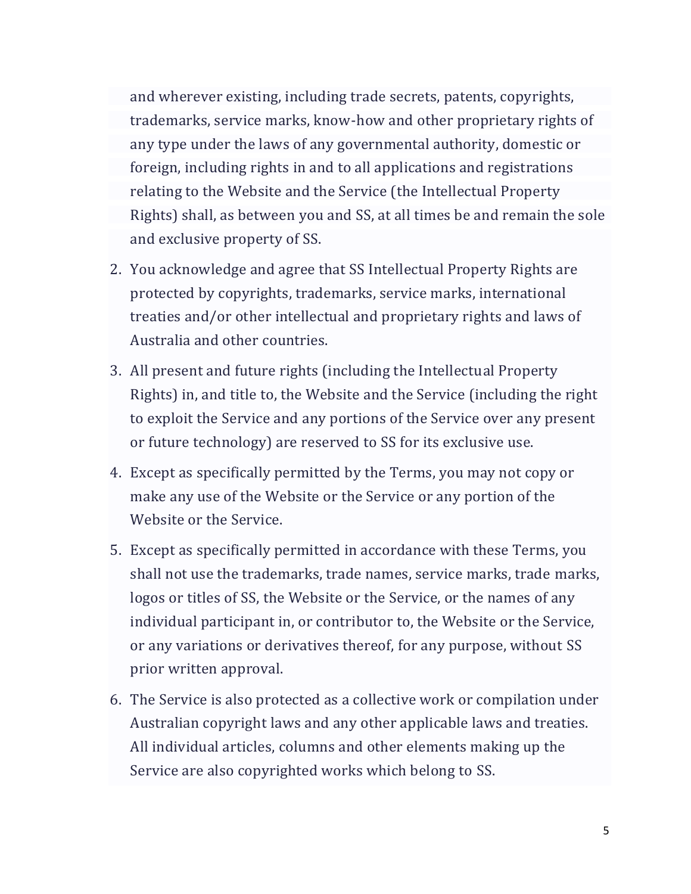and wherever existing, including trade secrets, patents, copyrights, trademarks, service marks, know-how and other proprietary rights of any type under the laws of any governmental authority, domestic or foreign, including rights in and to all applications and registrations relating to the Website and the Service (the Intellectual Property Rights) shall, as between you and SS, at all times be and remain the sole and exclusive property of SS.

2. You acknowledge and agree that SS Intellectual Property Rights are protected by copyrights, trademarks, service marks, international treaties and/or other intellectual and proprietary rights and laws of Australia and other countries.
3. All present and future rights (including the Intellectual Property Rights) in, and title to, the Website and the Service (including the right to exploit the Service and any portions of the Service over any present or future technology) are reserved to SS for its exclusive use.
4. Except as specifically permitted by the Terms, you may not copy or make any use of the Website or the Service or any portion of the Website or the Service.
5. Except as specifically permitted in accordance with these Terms, you shall not use the trademarks, trade names, service marks, trade marks, logos or titles of SS, the Website or the Service, or the names of any individual participant in, or contributor to, the Website or the Service, or any variations or derivatives thereof, for any purpose, without SS prior written approval.
6. The Service is also protected as a collective work or compilation under Australian copyright laws and any other applicable laws and treaties. All individual articles, columns and other elements making up the Service are also copyrighted works which belong to SS.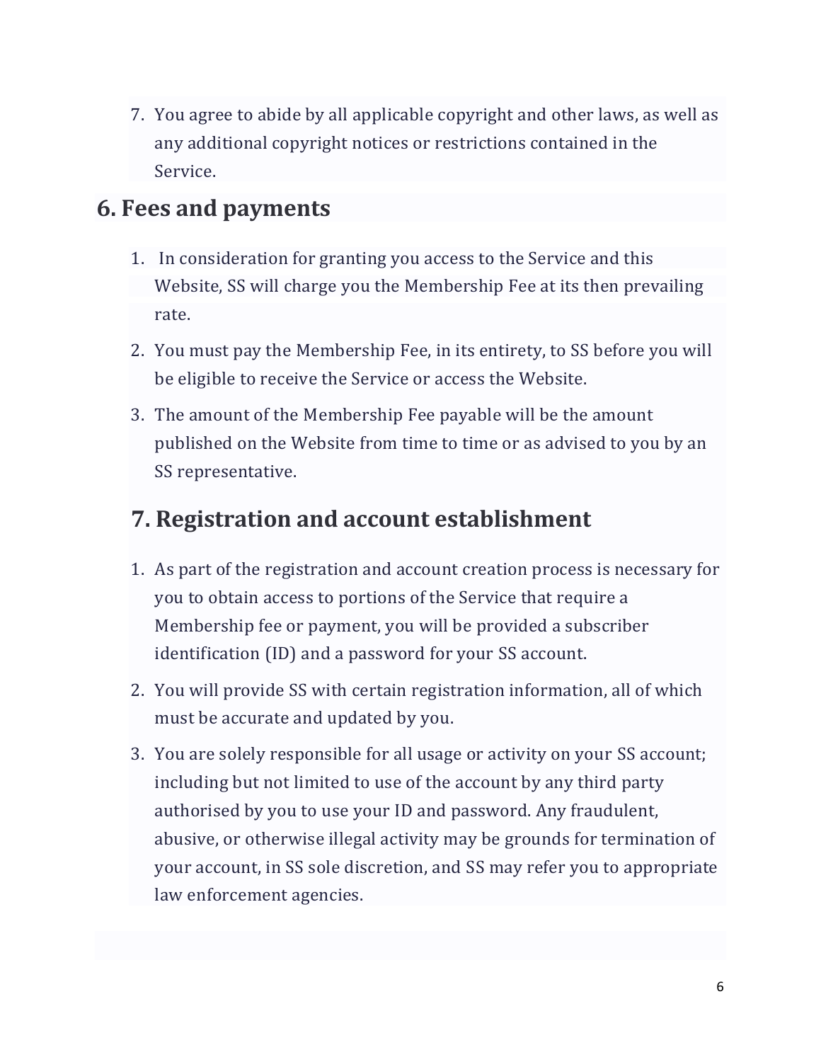7. You agree to abide by all applicable copyright and other laws, as well as any additional copyright notices or restrictions contained in the Service.

## 6. Fees and payments

1. In consideration for granting you access to the Service and this Website, SS will charge you the Membership Fee at its then prevailing rate.
2. You must pay the Membership Fee, in its entirety, to SS before you will be eligible to receive the Service or access the Website.
3. The amount of the Membership Fee payable will be the amount published on the Website from time to time or as advised to you by an SS representative.

## 7. Registration and account establishment

1. As part of the registration and account creation process is necessary for you to obtain access to portions of the Service that require a Membership fee or payment, you will be provided a subscriber identification (ID) and a password for your SS account.
2. You will provide SS with certain registration information, all of which must be accurate and updated by you.
3. You are solely responsible for all usage or activity on your SS account; including but not limited to use of the account by any third party authorised by you to use your ID and password. Any fraudulent, abusive, or otherwise illegal activity may be grounds for termination of your account, in SS sole discretion, and SS may refer you to appropriate law enforcement agencies.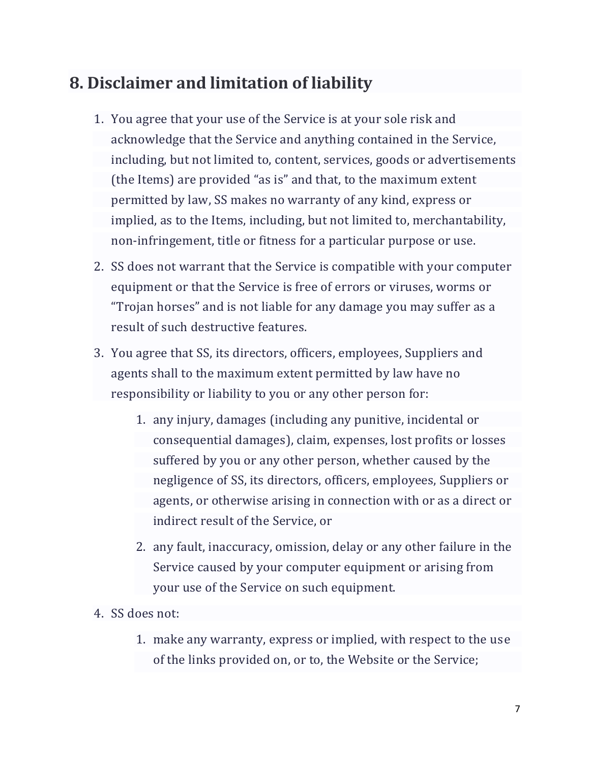## 8. Disclaimer and limitation of liability

1. You agree that your use of the Service is at your sole risk and acknowledge that the Service and anything contained in the Service, including, but not limited to, content, services, goods or advertisements (the Items) are provided "as is" and that, to the maximum extent permitted by law, SS makes no warranty of any kind, express or implied, as to the Items, including, but not limited to, merchantability, non-infringement, title or fitness for a particular purpose or use.
2. SS does not warrant that the Service is compatible with your computer equipment or that the Service is free of errors or viruses, worms or "Trojan horses" and is not liable for any damage you may suffer as a result of such destructive features.
3. You agree that SS, its directors, officers, employees, Suppliers and agents shall to the maximum extent permitted by law have no responsibility or liability to you or any other person for:
    1. any injury, damages (including any punitive, incidental or consequential damages), claim, expenses, lost profits or losses suffered by you or any other person, whether caused by the negligence of SS, its directors, officers, employees, Suppliers or agents, or otherwise arising in connection with or as a direct or indirect result of the Service, or
    2. any fault, inaccuracy, omission, delay or any other failure in the Service caused by your computer equipment or arising from your use of the Service on such equipment.
4. SS does not:
    1. make any warranty, express or implied, with respect to the use of the links provided on, or to, the Website or the Service;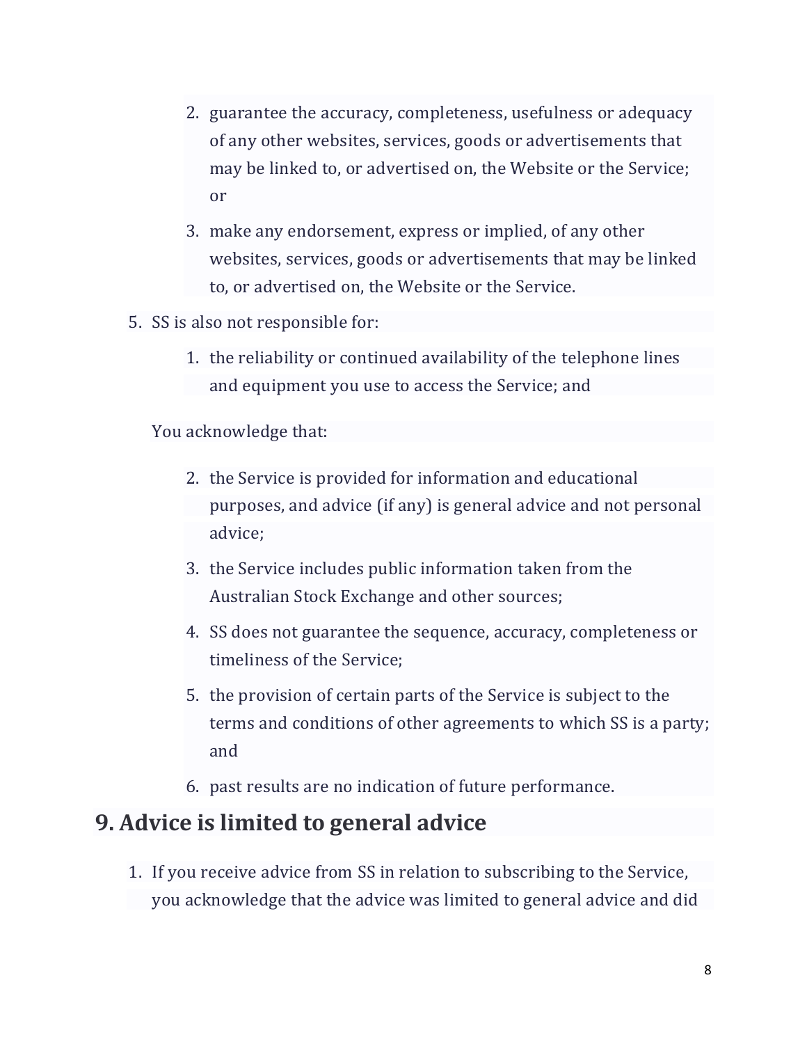2. guarantee the accuracy, completeness, usefulness or adequacy of any other websites, services, goods or advertisements that may be linked to, or advertised on, the Website or the Service; or
3. make any endorsement, express or implied, of any other websites, services, goods or advertisements that may be linked to, or advertised on, the Website or the Service.

5. SS is also not responsible for:
    1. the reliability or continued availability of the telephone lines and equipment you use to access the Service; and

   You acknowledge that:

    2. the Service is provided for information and educational purposes, and advice (if any) is general advice and not personal advice;
    3. the Service includes public information taken from the Australian Stock Exchange and other sources;
    4. SS does not guarantee the sequence, accuracy, completeness or timeliness of the Service;
    5. the provision of certain parts of the Service is subject to the terms and conditions of other agreements to which SS is a party; and
    6. past results are no indication of future performance.

## 9. Advice is limited to general advice

1. If you receive advice from SS in relation to subscribing to the Service, you acknowledge that the advice was limited to general advice and did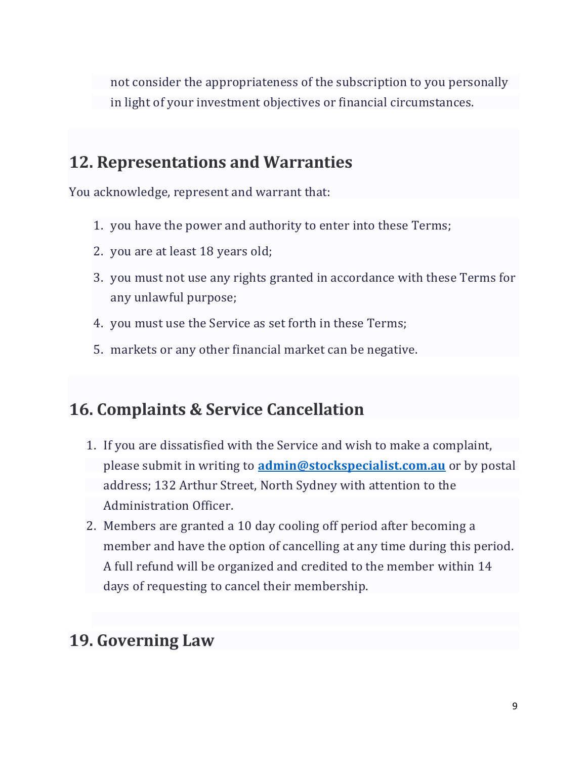not consider the appropriateness of the subscription to you personally in light of your investment objectives or financial circumstances.

## 12. Representations and Warranties

You acknowledge, represent and warrant that:

1. you have the power and authority to enter into these Terms;
2. you are at least 18 years old;
3. you must not use any rights granted in accordance with these Terms for any unlawful purpose;
4. you must use the Service as set forth in these Terms;
5. markets or any other financial market can be negative.

## 16. Complaints & Service Cancellation

1. If you are dissatisfied with the Service and wish to make a complaint, please submit in writing to **admin@stockspecialist.com.au** or by postal address; 132 Arthur Street, North Sydney with attention to the Administration Officer.
2. Members are granted a 10 day cooling off period after becoming a member and have the option of cancelling at any time during this period. A full refund will be organized and credited to the member within 14 days of requesting to cancel their membership.

## 19. Governing Law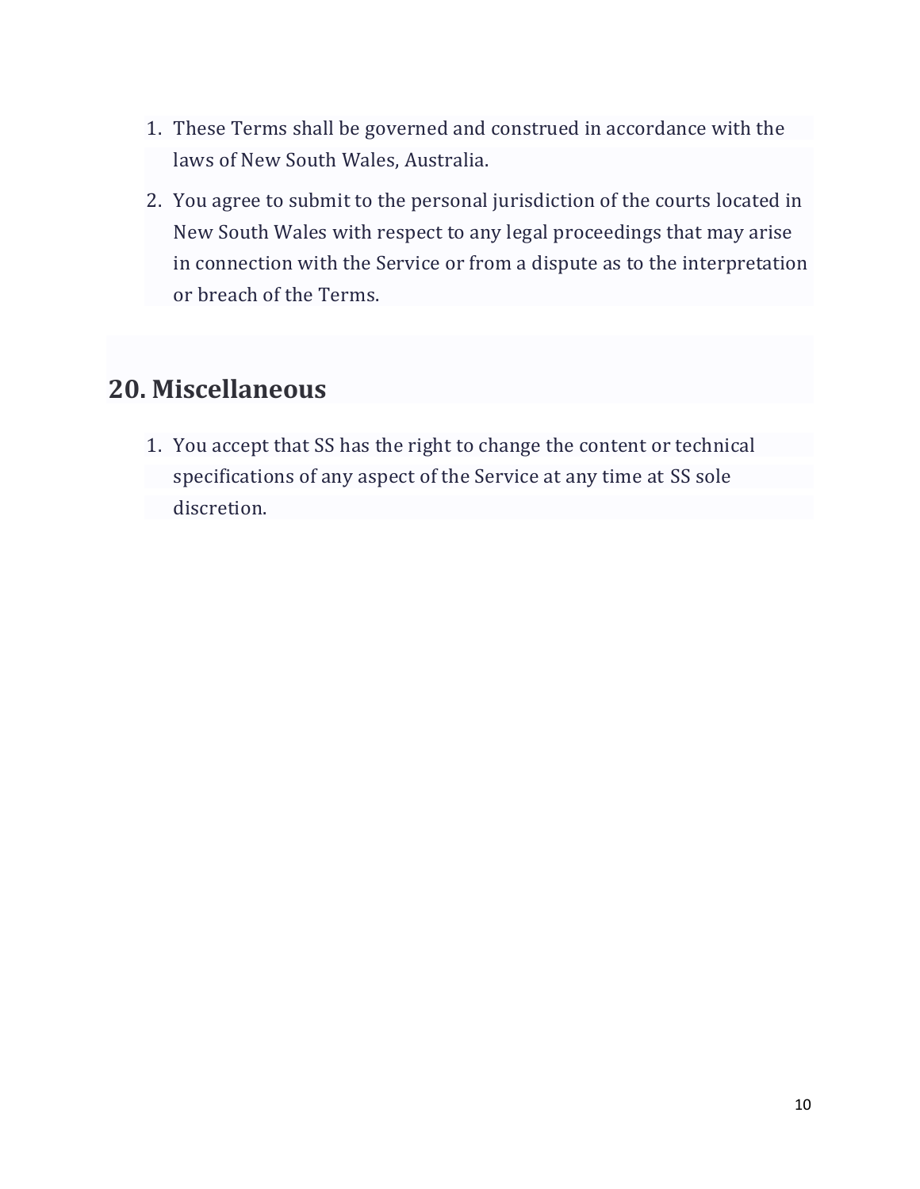1. These Terms shall be governed and construed in accordance with the laws of New South Wales, Australia.
2. You agree to submit to the personal jurisdiction of the courts located in New South Wales with respect to any legal proceedings that may arise in connection with the Service or from a dispute as to the interpretation or breach of the Terms.

## 20. Miscellaneous

1. You accept that SS has the right to change the content or technical specifications of any aspect of the Service at any time at SS sole discretion.